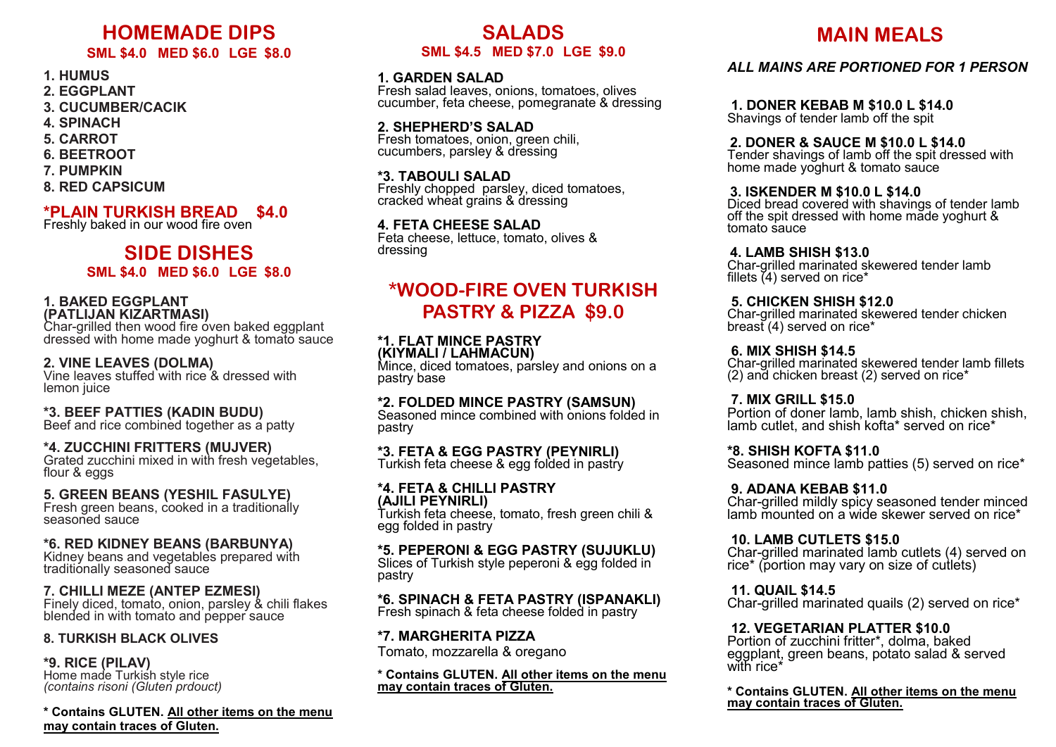# HOMEMADE DIPS

**SML $4.0 MED $6.0 LGE $8.0**

1. **HUMUS**
2. **EGGPLANT**
3. **CUCUMBER/CACIK**
4. **SPINACH**
5. **CARROT**
6. **BEETROOT**
7. **PUMPKIN**
8. **RED CAPSICUM**

## *PLAIN TURKISH BREAD $4.0

Freshly baked in our wood fire oven

# SIDE DISHES

**SML $4.0 MED $6.0 LGE $8.0**

**1. BAKED EGGPLANT (PATLIJAN KIZARTMASI)**
Char-grilled then wood fire oven baked eggplant dressed with home made yoghurt & tomato sauce

**2. VINE LEAVES (DOLMA)**
Vine leaves stuffed with rice & dressed with lemon juice

***3. BEEF PATTIES (KADIN BUDU)**
Beef and rice combined together as a patty

***4. ZUCCHINI FRITTERS (MUJVER)**
Grated zucchini mixed in with fresh vegetables, flour & eggs

**5. GREEN BEANS (YESHIL FASULYE)**
Fresh green beans, cooked in a traditionally seasoned sauce

***6. RED KIDNEY BEANS (BARBUNYA)**
Kidney beans and vegetables prepared with traditionally seasoned sauce

**7. CHILLI MEZE (ANTEP EZMESI)**
Finely diced, tomato, onion, parsley & chili flakes blended in with tomato and pepper sauce

**8. TURKISH BLACK OLIVES**

***9. RICE (PILAV)**
Home made Turkish style rice
*(contains risoni (Gluten prdouct)*

**\* Contains GLUTEN. All other items on the menu may contain traces of Gluten.**

# SALADS

**SML $4.5 MED $7.0 LGE $9.0**

**1. GARDEN SALAD**
Fresh salad leaves, onions, tomatoes, olives cucumber, feta cheese, pomegranate & dressing

**2. SHEPHERD'S SALAD**
Fresh tomatoes, onion, green chili, cucumbers, parsley & dressing

***3. TABOULI SALAD**
Freshly chopped parsley, diced tomatoes, cracked wheat grains & dressing

**4. FETA CHEESE SALAD**
Feta cheese, lettuce, tomato, olives & dressing

# *WOOD-FIRE OVEN TURKISH PASTRY & PIZZA $9.0

***1. FLAT MINCE PASTRY (KIYMALI / LAHMACUN)**
Mince, diced tomatoes, parsley and onions on a pastry base

***2. FOLDED MINCE PASTRY (SAMSUN)**
Seasoned mince combined with onions folded in pastry

***3. FETA & EGG PASTRY (PEYNIRLI)**
Turkish feta cheese & egg folded in pastry

***4. FETA & CHILLI PASTRY (AJILI PEYNIRLI)**
Turkish feta cheese, tomato, fresh green chili & egg folded in pastry

***5. PEPERONI & EGG PASTRY (SUJUKLU)**
Slices of Turkish style peperoni & egg folded in pastry

***6. SPINACH & FETA PASTRY (ISPANAKLI)**
Fresh spinach & feta cheese folded in pastry

***7. MARGHERITA PIZZA**
Tomato, mozzarella & oregano

**\* Contains GLUTEN. All other items on the menu may contain traces of Gluten.**

# MAIN MEALS

***ALL MAINS ARE PORTIONED FOR 1 PERSON***

**1. DONER KEBAB M $10.0 L $14.0**
Shavings of tender lamb off the spit

**2. DONER & SAUCE M $10.0 L $14.0**
Tender shavings of lamb off the spit dressed with home made yoghurt & tomato sauce

**3. ISKENDER M $10.0 L $14.0**
Diced bread covered with shavings of tender lamb off the spit dressed with home made yoghurt & tomato sauce

**4. LAMB SHISH $13.0**
Char-grilled marinated skewered tender lamb fillets (4) served on rice*

**5. CHICKEN SHISH $12.0**
Char-grilled marinated skewered tender chicken breast (4) served on rice*

**6. MIX SHISH $14.5**
Char-grilled marinated skewered tender lamb fillets (2) and chicken breast (2) served on rice*

**7. MIX GRILL $15.0**
Portion of doner lamb, lamb shish, chicken shish, lamb cutlet, and shish kofta* served on rice*

***8. SHISH KOFTA $11.0**
Seasoned mince lamb patties (5) served on rice*

**9. ADANA KEBAB $11.0**
Char-grilled mildly spicy seasoned tender minced lamb mounted on a wide skewer served on rice*

**10. LAMB CUTLETS $15.0**
Char-grilled marinated lamb cutlets (4) served on rice* (portion may vary on size of cutlets)

**11. QUAIL $14.5**
Char-grilled marinated quails (2) served on rice*

**12. VEGETARIAN PLATTER $10.0**
Portion of zucchini fritter*, dolma, baked eggplant, green beans, potato salad & served with rice*

**\* Contains GLUTEN. All other items on the menu may contain traces of Gluten.**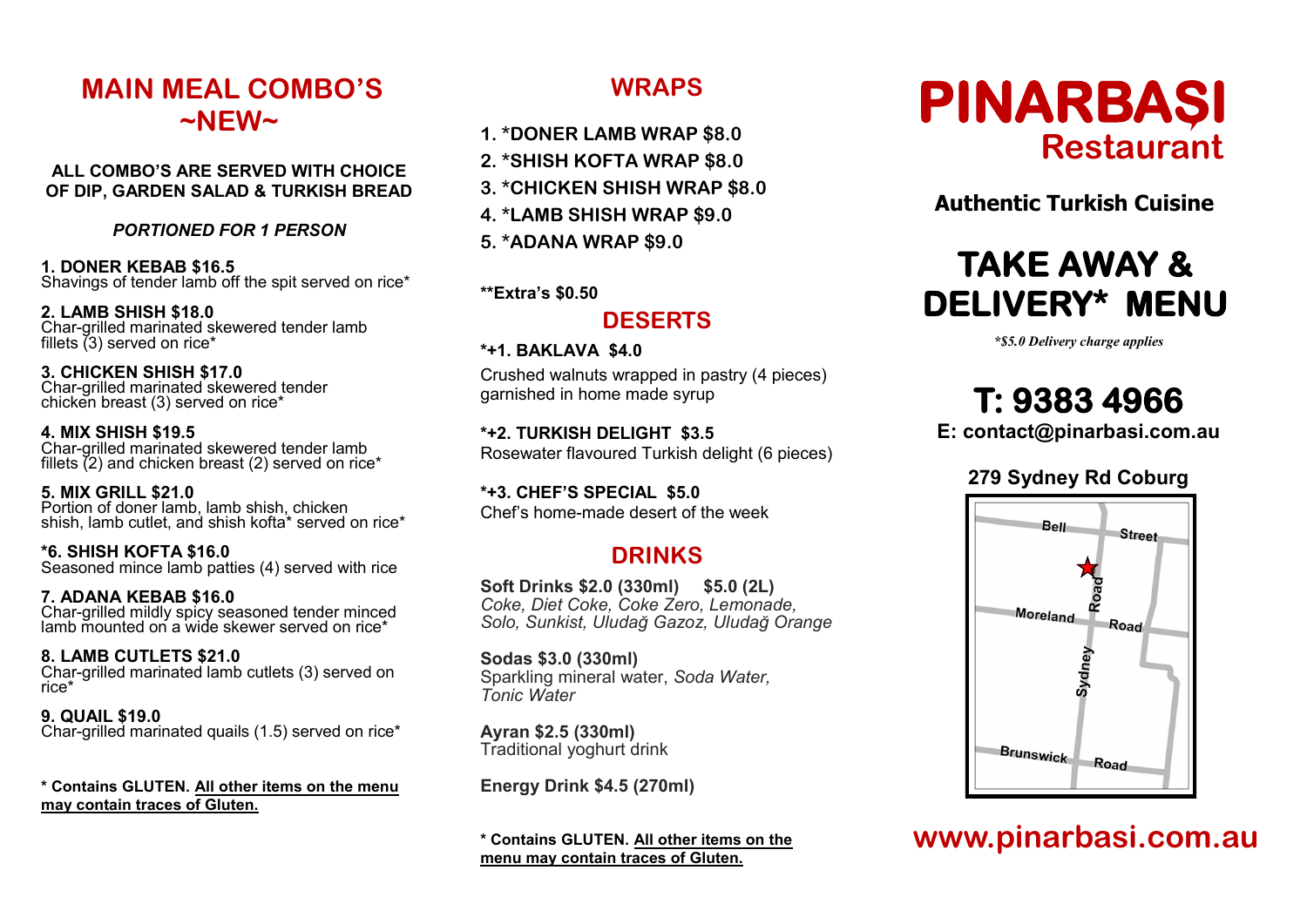## MAIN MEAL COMBO'S ~NEW~

**ALL COMBO'S ARE SERVED WITH CHOICE OF DIP, GARDEN SALAD & TURKISH BREAD**

***PORTIONED FOR 1 PERSON***

**1. DONER KEBAB $16.5**
Shavings of tender lamb off the spit served on rice*

**2. LAMB SHISH $18.0**
Char-grilled marinated skewered tender lamb fillets (3) served on rice*

**3. CHICKEN SHISH $17.0**
Char-grilled marinated skewered tender chicken breast (3) served on rice*

**4. MIX SHISH $19.5**
Char-grilled marinated skewered tender lamb fillets (2) and chicken breast (2) served on rice*

**5. MIX GRILL $21.0**
Portion of doner lamb, lamb shish, chicken shish, lamb cutlet, and shish kofta* served on rice*

***6. SHISH KOFTA $16.0**
Seasoned mince lamb patties (4) served with rice

**7. ADANA KEBAB $16.0**
Char-grilled mildly spicy seasoned tender minced lamb mounted on a wide skewer served on rice*

**8. LAMB CUTLETS $21.0**
Char-grilled marinated lamb cutlets (3) served on rice*

**9. QUAIL $19.0**
Char-grilled marinated quails (1.5) served on rice*

**\* Contains GLUTEN.** **<u>All other items on the menu may contain traces of Gluten.</u>**

## WRAPS

1. ***DONER LAMB WRAP $8.0**
2. ***SHISH KOFTA WRAP $8.0**
3. ***CHICKEN SHISH WRAP $8.0**
4. ***LAMB SHISH WRAP $9.0**
5. ***ADANA WRAP $9.0**

****Extra's $0.50**

## DESERTS

***+1. BAKLAVA $4.0**
Crushed walnuts wrapped in pastry (4 pieces) garnished in home made syrup

***+2. TURKISH DELIGHT $3.5**
Rosewater flavoured Turkish delight (6 pieces)

***+3. CHEF'S SPECIAL $5.0**
Chef's home-made desert of the week

## DRINKS

**Soft Drinks $2.0 (330ml) $5.0 (2L)**
*Coke, Diet Coke, Coke Zero, Lemonade, Solo, Sunkist, Uludağ Gazoz, Uludağ Orange*

**Sodas $3.0 (330ml)**
Sparkling mineral water, *Soda Water, Tonic Water*

**Ayran $2.5 (330ml)**
Traditional yoghurt drink

**Energy Drink $4.5 (270ml)**

**\* Contains GLUTEN.** **<u>All other items on the menu may contain traces of Gluten.</u>**

# PINARBAŞI Restaurant

**Authentic Turkish Cuisine**

## TAKE AWAY & DELIVERY* MENU

*\*$5.0 Delivery charge applies*

## T: 9383 4966

**E: contact@pinarbasi.com.au**

**279 Sydney Rd Coburg**

Bell Street
Moreland Road
Sydney Road
Brunswick Road

**www.pinarbasi.com.au**